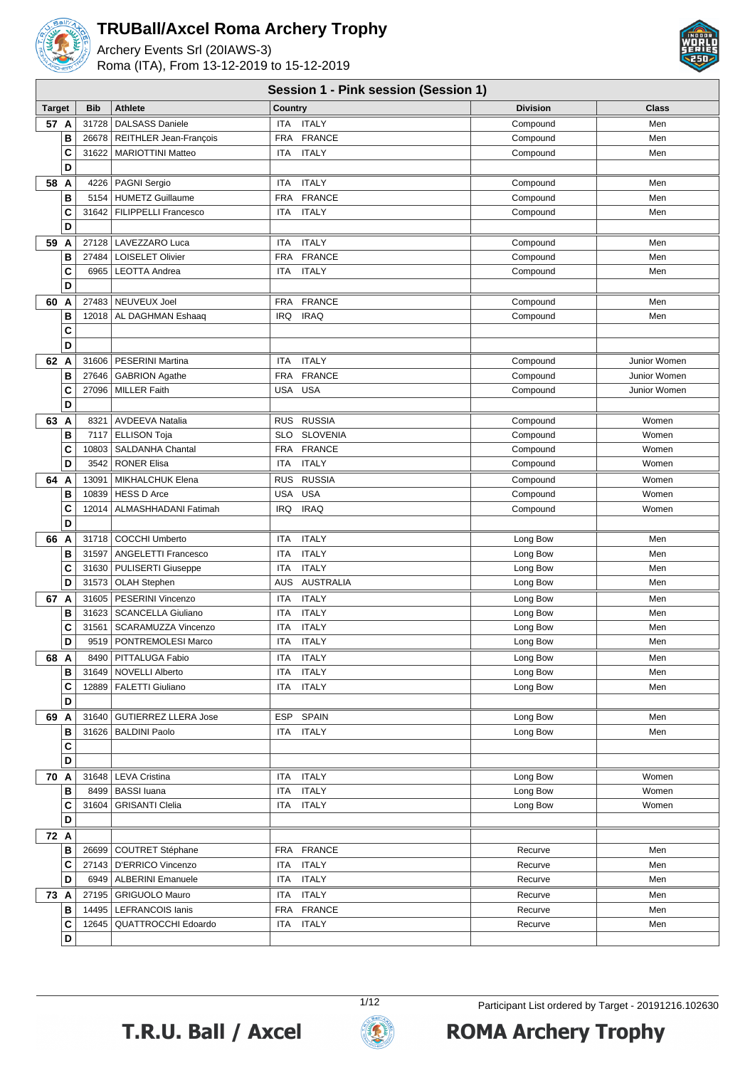# TRUBall/Axcel Roma Archery Trophy

Archery Events Srl (20IAWS-3)
Roma (ITA), From 13-12-2019 to 15-12-2019

## Session 1 - Pink session (Session 1)

| Target | | Bib | Athlete | Country | | Division | Class |
|---|---|---|---|---|---|---|---|
| 57 | A | 31728 | DALSASS Daniele | ITA | ITALY | Compound | Men |
| | B | 26678 | REITHLER Jean-François | FRA | FRANCE | Compound | Men |
| | C | 31622 | MARIOTTINI Matteo | ITA | ITALY | Compound | Men |
| | D | | | | | | |
| 58 | A | 4226 | PAGNI Sergio | ITA | ITALY | Compound | Men |
| | B | 5154 | HUMETZ Guillaume | FRA | FRANCE | Compound | Men |
| | C | 31642 | FILIPPELLI Francesco | ITA | ITALY | Compound | Men |
| | D | | | | | | |
| 59 | A | 27128 | LAVEZZARO Luca | ITA | ITALY | Compound | Men |
| | B | 27484 | LOISELET Olivier | FRA | FRANCE | Compound | Men |
| | C | 6965 | LEOTTA Andrea | ITA | ITALY | Compound | Men |
| | D | | | | | | |
| 60 | A | 27483 | NEUVEUX Joel | FRA | FRANCE | Compound | Men |
| | B | 12018 | AL DAGHMAN Eshaaq | IRQ | IRAQ | Compound | Men |
| | C | | | | | | |
| | D | | | | | | |
| 62 | A | 31606 | PESERINI Martina | ITA | ITALY | Compound | Junior Women |
| | B | 27646 | GABRION Agathe | FRA | FRANCE | Compound | Junior Women |
| | C | 27096 | MILLER Faith | USA | USA | Compound | Junior Women |
| | D | | | | | | |
| 63 | A | 8321 | AVDEEVA Natalia | RUS | RUSSIA | Compound | Women |
| | B | 7117 | ELLISON Toja | SLO | SLOVENIA | Compound | Women |
| | C | 10803 | SALDANHA Chantal | FRA | FRANCE | Compound | Women |
| | D | 3542 | RONER Elisa | ITA | ITALY | Compound | Women |
| 64 | A | 13091 | MIKHALCHUK Elena | RUS | RUSSIA | Compound | Women |
| | B | 10839 | HESS D Arce | USA | USA | Compound | Women |
| | C | 12014 | ALMASHHADANI Fatimah | IRQ | IRAQ | Compound | Women |
| | D | | | | | | |
| 66 | A | 31718 | COCCHI Umberto | ITA | ITALY | Long Bow | Men |
| | B | 31597 | ANGELETTI Francesco | ITA | ITALY | Long Bow | Men |
| | C | 31630 | PULISERTI Giuseppe | ITA | ITALY | Long Bow | Men |
| | D | 31573 | OLAH Stephen | AUS | AUSTRALIA | Long Bow | Men |
| 67 | A | 31605 | PESERINI Vincenzo | ITA | ITALY | Long Bow | Men |
| | B | 31623 | SCANCELLA Giuliano | ITA | ITALY | Long Bow | Men |
| | C | 31561 | SCARAMUZZA Vincenzo | ITA | ITALY | Long Bow | Men |
| | D | 9519 | PONTREMOLESI Marco | ITA | ITALY | Long Bow | Men |
| 68 | A | 8490 | PITTALUGA Fabio | ITA | ITALY | Long Bow | Men |
| | B | 31649 | NOVELLI Alberto | ITA | ITALY | Long Bow | Men |
| | C | 12889 | FALETTI Giuliano | ITA | ITALY | Long Bow | Men |
| | D | | | | | | |
| 69 | A | 31640 | GUTIERREZ LLERA Jose | ESP | SPAIN | Long Bow | Men |
| | B | 31626 | BALDINI Paolo | ITA | ITALY | Long Bow | Men |
| | C | | | | | | |
| | D | | | | | | |
| 70 | A | 31648 | LEVA Cristina | ITA | ITALY | Long Bow | Women |
| | B | 8499 | BASSI Iuana | ITA | ITALY | Long Bow | Women |
| | C | 31604 | GRISANTI Clelia | ITA | ITALY | Long Bow | Women |
| | D | | | | | | |
| 72 | A | | | | | | |
| | B | 26699 | COUTRET Stéphane | FRA | FRANCE | Recurve | Men |
| | C | 27143 | D'ERRICO Vincenzo | ITA | ITALY | Recurve | Men |
| | D | 6949 | ALBERINI Emanuele | ITA | ITALY | Recurve | Men |
| 73 | A | 27195 | GRIGUOLO Mauro | ITA | ITALY | Recurve | Men |
| | B | 14495 | LEFRANCOIS Ianis | FRA | FRANCE | Recurve | Men |
| | C | 12645 | QUATTROCCHI Edoardo | ITA | ITALY | Recurve | Men |
| | D | | | | | | |

Participant List ordered by Target - 20191216.102630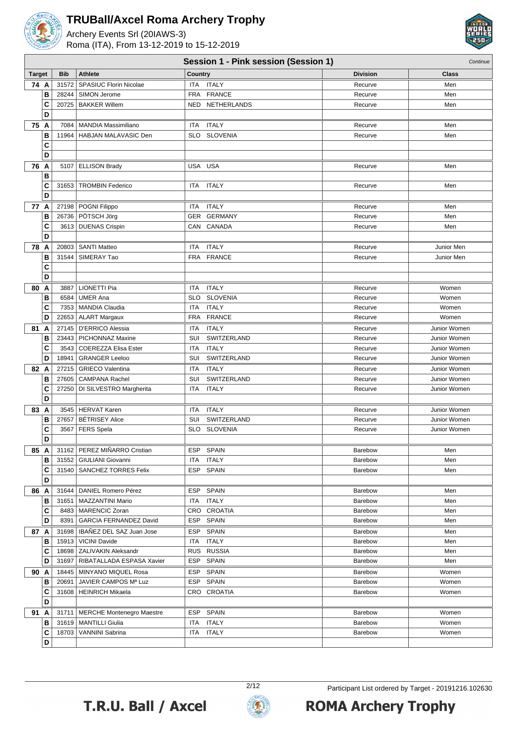# TRUBall/Axcel Roma Archery Trophy

Archery Events Srl (20IAWS-3)
Roma (ITA), From 13-12-2019 to 15-12-2019

## Session 1 - Pink session (Session 1)

*Continue*

| Target | | Bib | Athlete | Country | | Division | Class |
|---|---|---|---|---|---|---|---|
| 74 | A | 31572 | SPASIUC Florin Nicolae | ITA | ITALY | Recurve | Men |
| | B | 28244 | SIMON Jerome | FRA | FRANCE | Recurve | Men |
| | C | 20725 | BAKKER Willem | NED | NETHERLANDS | Recurve | Men |
| | D | | | | | | |
| 75 | A | 7084 | MANDIA Massimiliano | ITA | ITALY | Recurve | Men |
| | B | 11964 | HABJAN MALAVASIC Den | SLO | SLOVENIA | Recurve | Men |
| | C | | | | | | |
| | D | | | | | | |
| 76 | A | 5107 | ELLISON Brady | USA | USA | Recurve | Men |
| | B | | | | | | |
| | C | 31653 | TROMBIN Federico | ITA | ITALY | Recurve | Men |
| | D | | | | | | |
| 77 | A | 27198 | POGNI Filippo | ITA | ITALY | Recurve | Men |
| | B | 26736 | PÖTSCH Jörg | GER | GERMANY | Recurve | Men |
| | C | 3613 | DUENAS Crispin | CAN | CANADA | Recurve | Men |
| | D | | | | | | |
| 78 | A | 20803 | SANTI Matteo | ITA | ITALY | Recurve | Junior Men |
| | B | 31544 | SIMERAY Tao | FRA | FRANCE | Recurve | Junior Men |
| | C | | | | | | |
| | D | | | | | | |
| 80 | A | 3887 | LIONETTI Pia | ITA | ITALY | Recurve | Women |
| | B | 6584 | UMER Ana | SLO | SLOVENIA | Recurve | Women |
| | C | 7353 | MANDIA Claudia | ITA | ITALY | Recurve | Women |
| | D | 22653 | ALART Margaux | FRA | FRANCE | Recurve | Women |
| 81 | A | 27145 | D'ERRICO Alessia | ITA | ITALY | Recurve | Junior Women |
| | B | 23443 | PICHONNAZ Maxine | SUI | SWITZERLAND | Recurve | Junior Women |
| | C | 3543 | COEREZZA Elisa Ester | ITA | ITALY | Recurve | Junior Women |
| | D | 18941 | GRANGER Leeloo | SUI | SWITZERLAND | Recurve | Junior Women |
| 82 | A | 27215 | GRIECO Valentina | ITA | ITALY | Recurve | Junior Women |
| | B | 27605 | CAMPANA Rachel | SUI | SWITZERLAND | Recurve | Junior Women |
| | C | 27250 | DI SILVESTRO Margherita | ITA | ITALY | Recurve | Junior Women |
| | D | | | | | | |
| 83 | A | 3545 | HERVAT Karen | ITA | ITALY | Recurve | Junior Women |
| | B | 27657 | BÉTRISEY Alice | SUI | SWITZERLAND | Recurve | Junior Women |
| | C | 3567 | FERS Spela | SLO | SLOVENIA | Recurve | Junior Women |
| | D | | | | | | |
| 85 | A | 31162 | PEREZ MIÑARRO Cristian | ESP | SPAIN | Barebow | Men |
| | B | 31552 | GIULIANI Giovanni | ITA | ITALY | Barebow | Men |
| | C | 31540 | SANCHEZ TORRES Felix | ESP | SPAIN | Barebow | Men |
| | D | | | | | | |
| 86 | A | 31644 | DANIEL Romero Pérez | ESP | SPAIN | Barebow | Men |
| | B | 31651 | MAZZANTINI Mario | ITA | ITALY | Barebow | Men |
| | C | 8483 | MARENCIC Zoran | CRO | CROATIA | Barebow | Men |
| | D | 8391 | GARCIA FERNANDEZ David | ESP | SPAIN | Barebow | Men |
| 87 | A | 31698 | IBAÑEZ DEL SAZ Juan Jose | ESP | SPAIN | Barebow | Men |
| | B | 15913 | VICINI Davide | ITA | ITALY | Barebow | Men |
| | C | 18698 | ZALIVAKIN Aleksandr | RUS | RUSSIA | Barebow | Men |
| | D | 31697 | RIBATALLADA ESPASA Xavier | ESP | SPAIN | Barebow | Men |
| 90 | A | 18445 | MINYANO MIQUEL Rosa | ESP | SPAIN | Barebow | Women |
| | B | 20691 | JAVIER CAMPOS Mª Luz | ESP | SPAIN | Barebow | Women |
| | C | 31608 | HEINRICH Mikaela | CRO | CROATIA | Barebow | Women |
| | D | | | | | | |
| 91 | A | 31711 | MERCHE Montenegro Maestre | ESP | SPAIN | Barebow | Women |
| | B | 31619 | MANTILLI Giulia | ITA | ITALY | Barebow | Women |
| | C | 18703 | VANNINI Sabrina | ITA | ITALY | Barebow | Women |
| | D | | | | | | |

Participant List ordered by Target - 20191216.102630

T.R.U. Ball / Axcel — ROMA Archery Trophy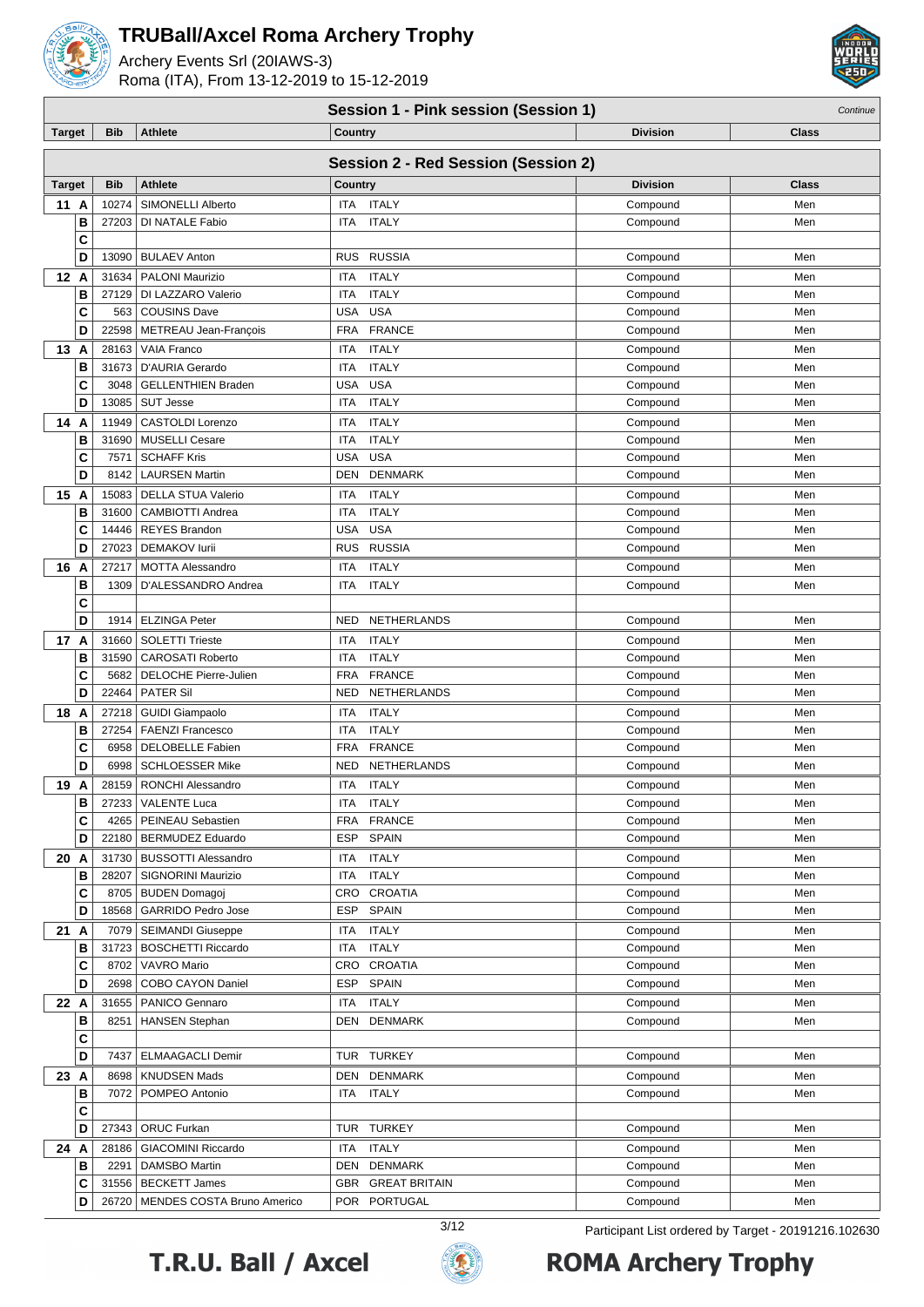# TRUBall/Axcel Roma Archery Trophy

Archery Events Srl (20IAWS-3)
Roma (ITA), From 13-12-2019 to 15-12-2019

## Session 1 - Pink session (Session 1)

*Continue*

| Target | Bib | Athlete | Country | Division | Class |
|---|---|---|---|---|---|

## Session 2 - Red Session (Session 2)

| Target | Bib | Athlete | Country | | Division | Class |
|---|---|---|---|---|---|---|
| 11 A | 10274 | SIMONELLI Alberto | ITA | ITALY | Compound | Men |
| B | 27203 | DI NATALE Fabio | ITA | ITALY | Compound | Men |
| C | | | | | | |
| D | 13090 | BULAEV Anton | RUS | RUSSIA | Compound | Men |
| 12 A | 31634 | PALONI Maurizio | ITA | ITALY | Compound | Men |
| B | 27129 | DI LAZZARO Valerio | ITA | ITALY | Compound | Men |
| C | 563 | COUSINS Dave | USA | USA | Compound | Men |
| D | 22598 | METREAU Jean-François | FRA | FRANCE | Compound | Men |
| 13 A | 28163 | VAIA Franco | ITA | ITALY | Compound | Men |
| B | 31673 | D'AURIA Gerardo | ITA | ITALY | Compound | Men |
| C | 3048 | GELLENTHIEN Braden | USA | USA | Compound | Men |
| D | 13085 | SUT Jesse | ITA | ITALY | Compound | Men |
| 14 A | 11949 | CASTOLDI Lorenzo | ITA | ITALY | Compound | Men |
| B | 31690 | MUSELLI Cesare | ITA | ITALY | Compound | Men |
| C | 7571 | SCHAFF Kris | USA | USA | Compound | Men |
| D | 8142 | LAURSEN Martin | DEN | DENMARK | Compound | Men |
| 15 A | 15083 | DELLA STUA Valerio | ITA | ITALY | Compound | Men |
| B | 31600 | CAMBIOTTI Andrea | ITA | ITALY | Compound | Men |
| C | 14446 | REYES Brandon | USA | USA | Compound | Men |
| D | 27023 | DEMAKOV Iurii | RUS | RUSSIA | Compound | Men |
| 16 A | 27217 | MOTTA Alessandro | ITA | ITALY | Compound | Men |
| B | 1309 | D'ALESSANDRO Andrea | ITA | ITALY | Compound | Men |
| C | | | | | | |
| D | 1914 | ELZINGA Peter | NED | NETHERLANDS | Compound | Men |
| 17 A | 31660 | SOLETTI Trieste | ITA | ITALY | Compound | Men |
| B | 31590 | CAROSATI Roberto | ITA | ITALY | Compound | Men |
| C | 5682 | DELOCHE Pierre-Julien | FRA | FRANCE | Compound | Men |
| D | 22464 | PATER Sil | NED | NETHERLANDS | Compound | Men |
| 18 A | 27218 | GUIDI Giampaolo | ITA | ITALY | Compound | Men |
| B | 27254 | FAENZI Francesco | ITA | ITALY | Compound | Men |
| C | 6958 | DELOBELLE Fabien | FRA | FRANCE | Compound | Men |
| D | 6998 | SCHLOESSER Mike | NED | NETHERLANDS | Compound | Men |
| 19 A | 28159 | RONCHI Alessandro | ITA | ITALY | Compound | Men |
| B | 27233 | VALENTE Luca | ITA | ITALY | Compound | Men |
| C | 4265 | PEINEAU Sebastien | FRA | FRANCE | Compound | Men |
| D | 22180 | BERMUDEZ Eduardo | ESP | SPAIN | Compound | Men |
| 20 A | 31730 | BUSSOTTI Alessandro | ITA | ITALY | Compound | Men |
| B | 28207 | SIGNORINI Maurizio | ITA | ITALY | Compound | Men |
| C | 8705 | BUDEN Domagoj | CRO | CROATIA | Compound | Men |
| D | 18568 | GARRIDO Pedro Jose | ESP | SPAIN | Compound | Men |
| 21 A | 7079 | SEIMANDI Giuseppe | ITA | ITALY | Compound | Men |
| B | 31723 | BOSCHETTI Riccardo | ITA | ITALY | Compound | Men |
| C | 8702 | VAVRO Mario | CRO | CROATIA | Compound | Men |
| D | 2698 | COBO CAYON Daniel | ESP | SPAIN | Compound | Men |
| 22 A | 31655 | PANICO Gennaro | ITA | ITALY | Compound | Men |
| B | 8251 | HANSEN Stephan | DEN | DENMARK | Compound | Men |
| C | | | | | | |
| D | 7437 | ELMAAGACLI Demir | TUR | TURKEY | Compound | Men |
| 23 A | 8698 | KNUDSEN Mads | DEN | DENMARK | Compound | Men |
| B | 7072 | POMPEO Antonio | ITA | ITALY | Compound | Men |
| C | | | | | | |
| D | 27343 | ORUC Furkan | TUR | TURKEY | Compound | Men |
| 24 A | 28186 | GIACOMINI Riccardo | ITA | ITALY | Compound | Men |
| B | 2291 | DAMSBO Martin | DEN | DENMARK | Compound | Men |
| C | 31556 | BECKETT James | GBR | GREAT BRITAIN | Compound | Men |
| D | 26720 | MENDES COSTA Bruno Americo | POR | PORTUGAL | Compound | Men |

Participant List ordered by Target - 20191216.102630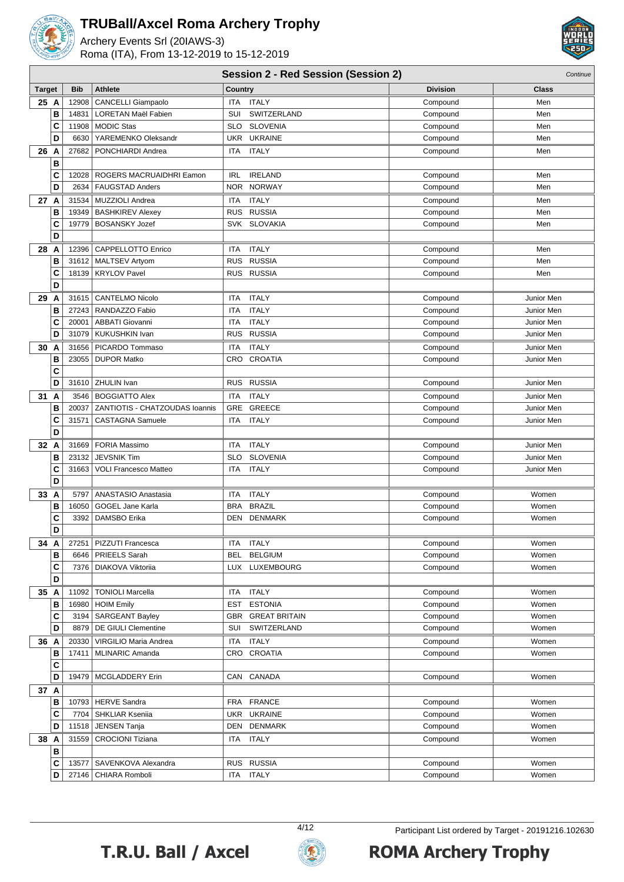# TRUBall/Axcel Roma Archery Trophy

Archery Events Srl (20IAWS-3)
Roma (ITA), From 13-12-2019 to 15-12-2019

## Session 2 - Red Session (Session 2)

*Continue*

| Target | | Bib | Athlete | Country | | Division | Class |
|---|---|---|---|---|---|---|---|
| 25 | A | 12908 | CANCELLI Giampaolo | ITA | ITALY | Compound | Men |
| | B | 14831 | LORETAN Maël Fabien | SUI | SWITZERLAND | Compound | Men |
| | C | 11908 | MODIC Stas | SLO | SLOVENIA | Compound | Men |
| | D | 6630 | YAREMENKO Oleksandr | UKR | UKRAINE | Compound | Men |
| 26 | A | 27682 | PONCHIARDI Andrea | ITA | ITALY | Compound | Men |
| | B | | | | | | |
| | C | 12028 | ROGERS MACRUAIDHRI Eamon | IRL | IRELAND | Compound | Men |
| | D | 2634 | FAUGSTAD Anders | NOR | NORWAY | Compound | Men |
| 27 | A | 31534 | MUZZIOLI Andrea | ITA | ITALY | Compound | Men |
| | B | 19349 | BASHKIREV Alexey | RUS | RUSSIA | Compound | Men |
| | C | 19779 | BOSANSKY Jozef | SVK | SLOVAKIA | Compound | Men |
| | D | | | | | | |
| 28 | A | 12396 | CAPPELLOTTO Enrico | ITA | ITALY | Compound | Men |
| | B | 31612 | MALTSEV Artyom | RUS | RUSSIA | Compound | Men |
| | C | 18139 | KRYLOV Pavel | RUS | RUSSIA | Compound | Men |
| | D | | | | | | |
| 29 | A | 31615 | CANTELMO Nicolo | ITA | ITALY | Compound | Junior Men |
| | B | 27243 | RANDAZZO Fabio | ITA | ITALY | Compound | Junior Men |
| | C | 20001 | ABBATI Giovanni | ITA | ITALY | Compound | Junior Men |
| | D | 31079 | KUKUSHKIN Ivan | RUS | RUSSIA | Compound | Junior Men |
| 30 | A | 31656 | PICARDO Tommaso | ITA | ITALY | Compound | Junior Men |
| | B | 23055 | DUPOR Matko | CRO | CROATIA | Compound | Junior Men |
| | C | | | | | | |
| | D | 31610 | ZHULIN Ivan | RUS | RUSSIA | Compound | Junior Men |
| 31 | A | 3546 | BOGGIATTO Alex | ITA | ITALY | Compound | Junior Men |
| | B | 20037 | ZANTIOTIS - CHATZOUDAS Ioannis | GRE | GREECE | Compound | Junior Men |
| | C | 31571 | CASTAGNA Samuele | ITA | ITALY | Compound | Junior Men |
| | D | | | | | | |
| 32 | A | 31669 | FORIA Massimo | ITA | ITALY | Compound | Junior Men |
| | B | 23132 | JEVSNIK Tim | SLO | SLOVENIA | Compound | Junior Men |
| | C | 31663 | VOLI Francesco Matteo | ITA | ITALY | Compound | Junior Men |
| | D | | | | | | |
| 33 | A | 5797 | ANASTASIO Anastasia | ITA | ITALY | Compound | Women |
| | B | 16050 | GOGEL Jane Karla | BRA | BRAZIL | Compound | Women |
| | C | 3392 | DAMSBO Erika | DEN | DENMARK | Compound | Women |
| | D | | | | | | |
| 34 | A | 27251 | PIZZUTI Francesca | ITA | ITALY | Compound | Women |
| | B | 6646 | PRIEELS Sarah | BEL | BELGIUM | Compound | Women |
| | C | 7376 | DIAKOVA Viktoriia | LUX | LUXEMBOURG | Compound | Women |
| | D | | | | | | |
| 35 | A | 11092 | TONIOLI Marcella | ITA | ITALY | Compound | Women |
| | B | 16980 | HOIM Emily | EST | ESTONIA | Compound | Women |
| | C | 3194 | SARGEANT Bayley | GBR | GREAT BRITAIN | Compound | Women |
| | D | 8879 | DE GIULI Clementine | SUI | SWITZERLAND | Compound | Women |
| 36 | A | 20330 | VIRGILIO Maria Andrea | ITA | ITALY | Compound | Women |
| | B | 17411 | MLINARIC Amanda | CRO | CROATIA | Compound | Women |
| | C | | | | | | |
| | D | 19479 | MCGLADDERY Erin | CAN | CANADA | Compound | Women |
| 37 | A | | | | | | |
| | B | 10793 | HERVE Sandra | FRA | FRANCE | Compound | Women |
| | C | 7704 | SHKLIAR Kseniia | UKR | UKRAINE | Compound | Women |
| | D | 11518 | JENSEN Tanja | DEN | DENMARK | Compound | Women |
| 38 | A | 31559 | CROCIONI Tiziana | ITA | ITALY | Compound | Women |
| | B | | | | | | |
| | C | 13577 | SAVENKOVA Alexandra | RUS | RUSSIA | Compound | Women |
| | D | 27146 | CHIARA Romboli | ITA | ITALY | Compound | Women |

Participant List ordered by Target - 20191216.102630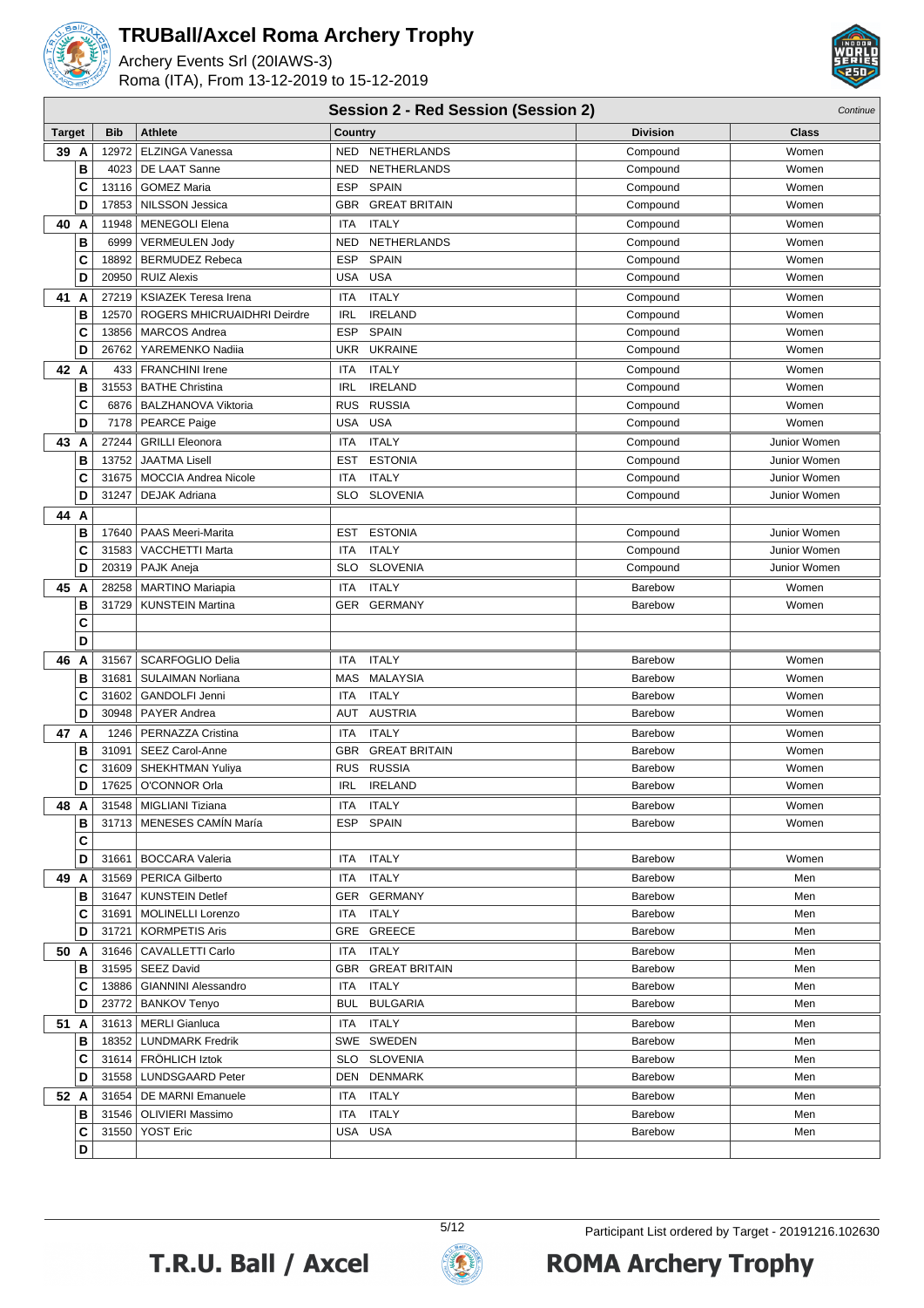# TRUBall/Axcel Roma Archery Trophy

Archery Events Srl (20IAWS-3)
Roma (ITA), From 13-12-2019 to 15-12-2019

## Session 2 - Red Session (Session 2)

*Continue*

| Target | | Bib | Athlete | Country | | Division | Class |
|---|---|---|---|---|---|---|---|
| 39 | A | 12972 | ELZINGA Vanessa | NED | NETHERLANDS | Compound | Women |
| | B | 4023 | DE LAAT Sanne | NED | NETHERLANDS | Compound | Women |
| | C | 13116 | GOMEZ Maria | ESP | SPAIN | Compound | Women |
| | D | 17853 | NILSSON Jessica | GBR | GREAT BRITAIN | Compound | Women |
| 40 | A | 11948 | MENEGOLI Elena | ITA | ITALY | Compound | Women |
| | B | 6999 | VERMEULEN Jody | NED | NETHERLANDS | Compound | Women |
| | C | 18892 | BERMUDEZ Rebeca | ESP | SPAIN | Compound | Women |
| | D | 20950 | RUIZ Alexis | USA | USA | Compound | Women |
| 41 | A | 27219 | KSIAZEK Teresa Irena | ITA | ITALY | Compound | Women |
| | B | 12570 | ROGERS MHICRUAIDHRI Deirdre | IRL | IRELAND | Compound | Women |
| | C | 13856 | MARCOS Andrea | ESP | SPAIN | Compound | Women |
| | D | 26762 | YAREMENKO Nadiia | UKR | UKRAINE | Compound | Women |
| 42 | A | 433 | FRANCHINI Irene | ITA | ITALY | Compound | Women |
| | B | 31553 | BATHE Christina | IRL | IRELAND | Compound | Women |
| | C | 6876 | BALZHANOVA Viktoria | RUS | RUSSIA | Compound | Women |
| | D | 7178 | PEARCE Paige | USA | USA | Compound | Women |
| 43 | A | 27244 | GRILLI Eleonora | ITA | ITALY | Compound | Junior Women |
| | B | 13752 | JAATMA Lisell | EST | ESTONIA | Compound | Junior Women |
| | C | 31675 | MOCCIA Andrea Nicole | ITA | ITALY | Compound | Junior Women |
| | D | 31247 | DEJAK Adriana | SLO | SLOVENIA | Compound | Junior Women |
| 44 | A | | | | | | |
| | B | 17640 | PAAS Meeri-Marita | EST | ESTONIA | Compound | Junior Women |
| | C | 31583 | VACCHETTI Marta | ITA | ITALY | Compound | Junior Women |
| | D | 20319 | PAJK Aneja | SLO | SLOVENIA | Compound | Junior Women |
| 45 | A | 28258 | MARTINO Mariapia | ITA | ITALY | Barebow | Women |
| | B | 31729 | KUNSTEIN Martina | GER | GERMANY | Barebow | Women |
| | C | | | | | | |
| | D | | | | | | |
| 46 | A | 31567 | SCARFOGLIO Delia | ITA | ITALY | Barebow | Women |
| | B | 31681 | SULAIMAN Norliana | MAS | MALAYSIA | Barebow | Women |
| | C | 31602 | GANDOLFI Jenni | ITA | ITALY | Barebow | Women |
| | D | 30948 | PAYER Andrea | AUT | AUSTRIA | Barebow | Women |
| 47 | A | 1246 | PERNAZZA Cristina | ITA | ITALY | Barebow | Women |
| | B | 31091 | SEEZ Carol-Anne | GBR | GREAT BRITAIN | Barebow | Women |
| | C | 31609 | SHEKHTMAN Yuliya | RUS | RUSSIA | Barebow | Women |
| | D | 17625 | O'CONNOR Orla | IRL | IRELAND | Barebow | Women |
| 48 | A | 31548 | MIGLIANI Tiziana | ITA | ITALY | Barebow | Women |
| | B | 31713 | MENESES CAMÍN María | ESP | SPAIN | Barebow | Women |
| | C | | | | | | |
| | D | 31661 | BOCCARA Valeria | ITA | ITALY | Barebow | Women |
| 49 | A | 31569 | PERICA Gilberto | ITA | ITALY | Barebow | Men |
| | B | 31647 | KUNSTEIN Detlef | GER | GERMANY | Barebow | Men |
| | C | 31691 | MOLINELLI Lorenzo | ITA | ITALY | Barebow | Men |
| | D | 31721 | KORMPETIS Aris | GRE | GREECE | Barebow | Men |
| 50 | A | 31646 | CAVALLETTI Carlo | ITA | ITALY | Barebow | Men |
| | B | 31595 | SEEZ David | GBR | GREAT BRITAIN | Barebow | Men |
| | C | 13886 | GIANNINI Alessandro | ITA | ITALY | Barebow | Men |
| | D | 23772 | BANKOV Tenyo | BUL | BULGARIA | Barebow | Men |
| 51 | A | 31613 | MERLI Gianluca | ITA | ITALY | Barebow | Men |
| | B | 18352 | LUNDMARK Fredrik | SWE | SWEDEN | Barebow | Men |
| | C | 31614 | FRÖHLICH Iztok | SLO | SLOVENIA | Barebow | Men |
| | D | 31558 | LUNDSGAARD Peter | DEN | DENMARK | Barebow | Men |
| 52 | A | 31654 | DE MARNI Emanuele | ITA | ITALY | Barebow | Men |
| | B | 31546 | OLIVIERI Massimo | ITA | ITALY | Barebow | Men |
| | C | 31550 | YOST Eric | USA | USA | Barebow | Men |
| | D | | | | | | |

Participant List ordered by Target - 20191216.102630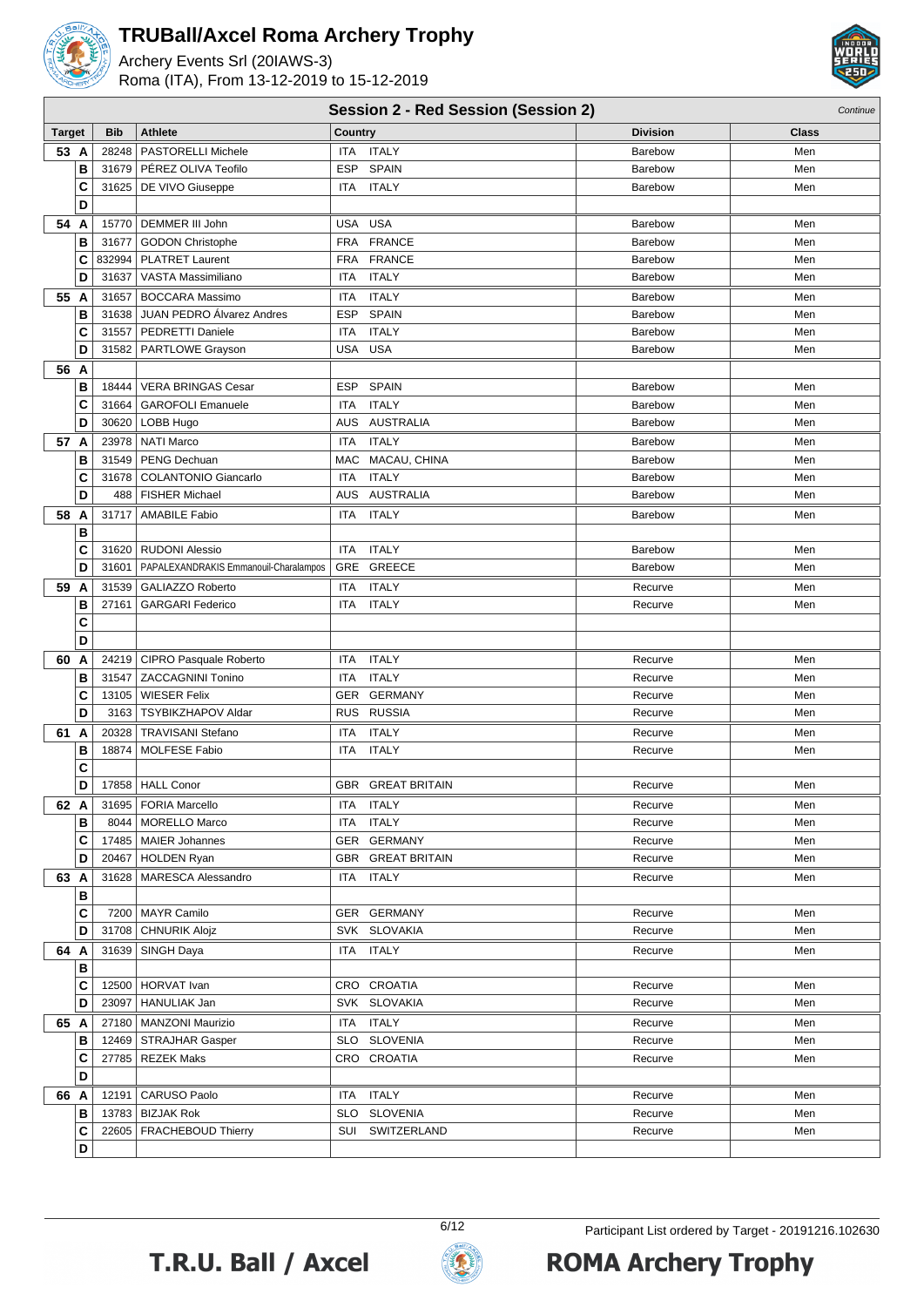# TRUBall/Axcel Roma Archery Trophy

Archery Events Srl (20IAWS-3)
Roma (ITA), From 13-12-2019 to 15-12-2019

## Session 2 - Red Session (Session 2)

*Continue*

| Target | | Bib | Athlete | Country | | Division | Class |
|---|---|---|---|---|---|---|---|
| 53 | A | 28248 | PASTORELLI Michele | ITA | ITALY | Barebow | Men |
| | B | 31679 | PÉREZ OLIVA Teofilo | ESP | SPAIN | Barebow | Men |
| | C | 31625 | DE VIVO Giuseppe | ITA | ITALY | Barebow | Men |
| | D | | | | | | |
| 54 | A | 15770 | DEMMER III John | USA | USA | Barebow | Men |
| | B | 31677 | GODON Christophe | FRA | FRANCE | Barebow | Men |
| | C | 832994 | PLATRET Laurent | FRA | FRANCE | Barebow | Men |
| | D | 31637 | VASTA Massimiliano | ITA | ITALY | Barebow | Men |
| 55 | A | 31657 | BOCCARA Massimo | ITA | ITALY | Barebow | Men |
| | B | 31638 | JUAN PEDRO Álvarez Andres | ESP | SPAIN | Barebow | Men |
| | C | 31557 | PEDRETTI Daniele | ITA | ITALY | Barebow | Men |
| | D | 31582 | PARTLOWE Grayson | USA | USA | Barebow | Men |
| 56 | A | | | | | | |
| | B | 18444 | VERA BRINGAS Cesar | ESP | SPAIN | Barebow | Men |
| | C | 31664 | GAROFOLI Emanuele | ITA | ITALY | Barebow | Men |
| | D | 30620 | LOBB Hugo | AUS | AUSTRALIA | Barebow | Men |
| 57 | A | 23978 | NATI Marco | ITA | ITALY | Barebow | Men |
| | B | 31549 | PENG Dechuan | MAC | MACAU, CHINA | Barebow | Men |
| | C | 31678 | COLANTONIO Giancarlo | ITA | ITALY | Barebow | Men |
| | D | 488 | FISHER Michael | AUS | AUSTRALIA | Barebow | Men |
| 58 | A | 31717 | AMABILE Fabio | ITA | ITALY | Barebow | Men |
| | B | | | | | | |
| | C | 31620 | RUDONI Alessio | ITA | ITALY | Barebow | Men |
| | D | 31601 | PAPALEXANDRAKIS Emmanouil-Charalampos | GRE | GREECE | Barebow | Men |
| 59 | A | 31539 | GALIAZZO Roberto | ITA | ITALY | Recurve | Men |
| | B | 27161 | GARGARI Federico | ITA | ITALY | Recurve | Men |
| | C | | | | | | |
| | D | | | | | | |
| 60 | A | 24219 | CIPRO Pasquale Roberto | ITA | ITALY | Recurve | Men |
| | B | 31547 | ZACCAGNINI Tonino | ITA | ITALY | Recurve | Men |
| | C | 13105 | WIESER Felix | GER | GERMANY | Recurve | Men |
| | D | 3163 | TSYBIKZHAPOV Aldar | RUS | RUSSIA | Recurve | Men |
| 61 | A | 20328 | TRAVISANI Stefano | ITA | ITALY | Recurve | Men |
| | B | 18874 | MOLFESE Fabio | ITA | ITALY | Recurve | Men |
| | C | | | | | | |
| | D | 17858 | HALL Conor | GBR | GREAT BRITAIN | Recurve | Men |
| 62 | A | 31695 | FORIA Marcello | ITA | ITALY | Recurve | Men |
| | B | 8044 | MORELLO Marco | ITA | ITALY | Recurve | Men |
| | C | 17485 | MAIER Johannes | GER | GERMANY | Recurve | Men |
| | D | 20467 | HOLDEN Ryan | GBR | GREAT BRITAIN | Recurve | Men |
| 63 | A | 31628 | MARESCA Alessandro | ITA | ITALY | Recurve | Men |
| | B | | | | | | |
| | C | 7200 | MAYR Camilo | GER | GERMANY | Recurve | Men |
| | D | 31708 | CHNURIK Alojz | SVK | SLOVAKIA | Recurve | Men |
| 64 | A | 31639 | SINGH Daya | ITA | ITALY | Recurve | Men |
| | B | | | | | | |
| | C | 12500 | HORVAT Ivan | CRO | CROATIA | Recurve | Men |
| | D | 23097 | HANULIAK Jan | SVK | SLOVAKIA | Recurve | Men |
| 65 | A | 27180 | MANZONI Maurizio | ITA | ITALY | Recurve | Men |
| | B | 12469 | STRAJHAR Gasper | SLO | SLOVENIA | Recurve | Men |
| | C | 27785 | REZEK Maks | CRO | CROATIA | Recurve | Men |
| | D | | | | | | |
| 66 | A | 12191 | CARUSO Paolo | ITA | ITALY | Recurve | Men |
| | B | 13783 | BIZJAK Rok | SLO | SLOVENIA | Recurve | Men |
| | C | 22605 | FRACHEBOUD Thierry | SUI | SWITZERLAND | Recurve | Men |
| | D | | | | | | |

Participant List ordered by Target - 20191216.102630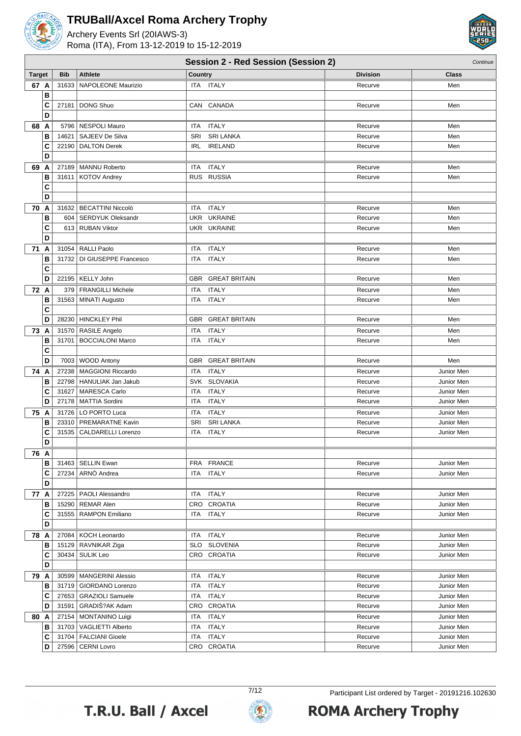# TRUBall/Axcel Roma Archery Trophy

Archery Events Srl (20IAWS-3)
Roma (ITA), From 13-12-2019 to 15-12-2019

## Session 2 - Red Session (Session 2)

*Continue*

| Target | | Bib | Athlete | Country | | Division | Class |
|---|---|---|---|---|---|---|---|
| 67 | A | 31633 | NAPOLEONE Maurizio | ITA | ITALY | Recurve | Men |
| | B | | | | | | |
| | C | 27181 | DONG Shuo | CAN | CANADA | Recurve | Men |
| | D | | | | | | |
| 68 | A | 5796 | NESPOLI Mauro | ITA | ITALY | Recurve | Men |
| | B | 14621 | SAJEEV De Silva | SRI | SRI LANKA | Recurve | Men |
| | C | 22190 | DALTON Derek | IRL | IRELAND | Recurve | Men |
| | D | | | | | | |
| 69 | A | 27189 | MANNU Roberto | ITA | ITALY | Recurve | Men |
| | B | 31611 | KOTOV Andrey | RUS | RUSSIA | Recurve | Men |
| | C | | | | | | |
| | D | | | | | | |
| 70 | A | 31632 | BECATTINI Niccolò | ITA | ITALY | Recurve | Men |
| | B | 604 | SERDYUK Oleksandr | UKR | UKRAINE | Recurve | Men |
| | C | 613 | RUBAN Viktor | UKR | UKRAINE | Recurve | Men |
| | D | | | | | | |
| 71 | A | 31054 | RALLI Paolo | ITA | ITALY | Recurve | Men |
| | B | 31732 | DI GIUSEPPE Francesco | ITA | ITALY | Recurve | Men |
| | C | | | | | | |
| | D | 22195 | KELLY John | GBR | GREAT BRITAIN | Recurve | Men |
| 72 | A | 379 | FRANGILLI Michele | ITA | ITALY | Recurve | Men |
| | B | 31563 | MINATI Augusto | ITA | ITALY | Recurve | Men |
| | C | | | | | | |
| | D | 28230 | HINCKLEY Phil | GBR | GREAT BRITAIN | Recurve | Men |
| 73 | A | 31570 | RASILE Angelo | ITA | ITALY | Recurve | Men |
| | B | 31701 | BOCCIALONI Marco | ITA | ITALY | Recurve | Men |
| | C | | | | | | |
| | D | 7003 | WOOD Antony | GBR | GREAT BRITAIN | Recurve | Men |
| 74 | A | 27238 | MAGGIONI Riccardo | ITA | ITALY | Recurve | Junior Men |
| | B | 22798 | HANULIAK Jan Jakub | SVK | SLOVAKIA | Recurve | Junior Men |
| | C | 31627 | MARESCA Carlo | ITA | ITALY | Recurve | Junior Men |
| | D | 27178 | MATTIA Sordini | ITA | ITALY | Recurve | Junior Men |
| 75 | A | 31726 | LO PORTO Luca | ITA | ITALY | Recurve | Junior Men |
| | B | 23310 | PREMARATNE Kavin | SRI | SRI LANKA | Recurve | Junior Men |
| | C | 31535 | CALDARELLI Lorenzo | ITA | ITALY | Recurve | Junior Men |
| | D | | | | | | |
| 76 | A | | | | | | |
| | B | 31463 | SELLIN Ewan | FRA | FRANCE | Recurve | Junior Men |
| | C | 27234 | ARNÒ Andrea | ITA | ITALY | Recurve | Junior Men |
| | D | | | | | | |
| 77 | A | 27225 | PAOLI Alessandro | ITA | ITALY | Recurve | Junior Men |
| | B | 15290 | REMAR Alen | CRO | CROATIA | Recurve | Junior Men |
| | C | 31555 | RAMPON Emiliano | ITA | ITALY | Recurve | Junior Men |
| | D | | | | | | |
| 78 | A | 27084 | KOCH Leonardo | ITA | ITALY | Recurve | Junior Men |
| | B | 15129 | RAVNIKAR Ziga | SLO | SLOVENIA | Recurve | Junior Men |
| | C | 30434 | SULIK Leo | CRO | CROATIA | Recurve | Junior Men |
| | D | | | | | | |
| 79 | A | 30599 | MANGERINI Alessio | ITA | ITALY | Recurve | Junior Men |
| | B | 31719 | GIORDANO Lorenzo | ITA | ITALY | Recurve | Junior Men |
| | C | 27653 | GRAZIOLI Samuele | ITA | ITALY | Recurve | Junior Men |
| | D | 31591 | GRADIŠ?AK Adam | CRO | CROATIA | Recurve | Junior Men |
| 80 | A | 27154 | MONTANINO Luigi | ITA | ITALY | Recurve | Junior Men |
| | B | 31703 | VAGLIETTI Alberto | ITA | ITALY | Recurve | Junior Men |
| | C | 31704 | FALCIANI Gioele | ITA | ITALY | Recurve | Junior Men |
| | D | 27596 | CERNI Lovro | CRO | CROATIA | Recurve | Junior Men |

Participant List ordered by Target - 20191216.102630

T.R.U. Ball / Axcel — ROMA Archery Trophy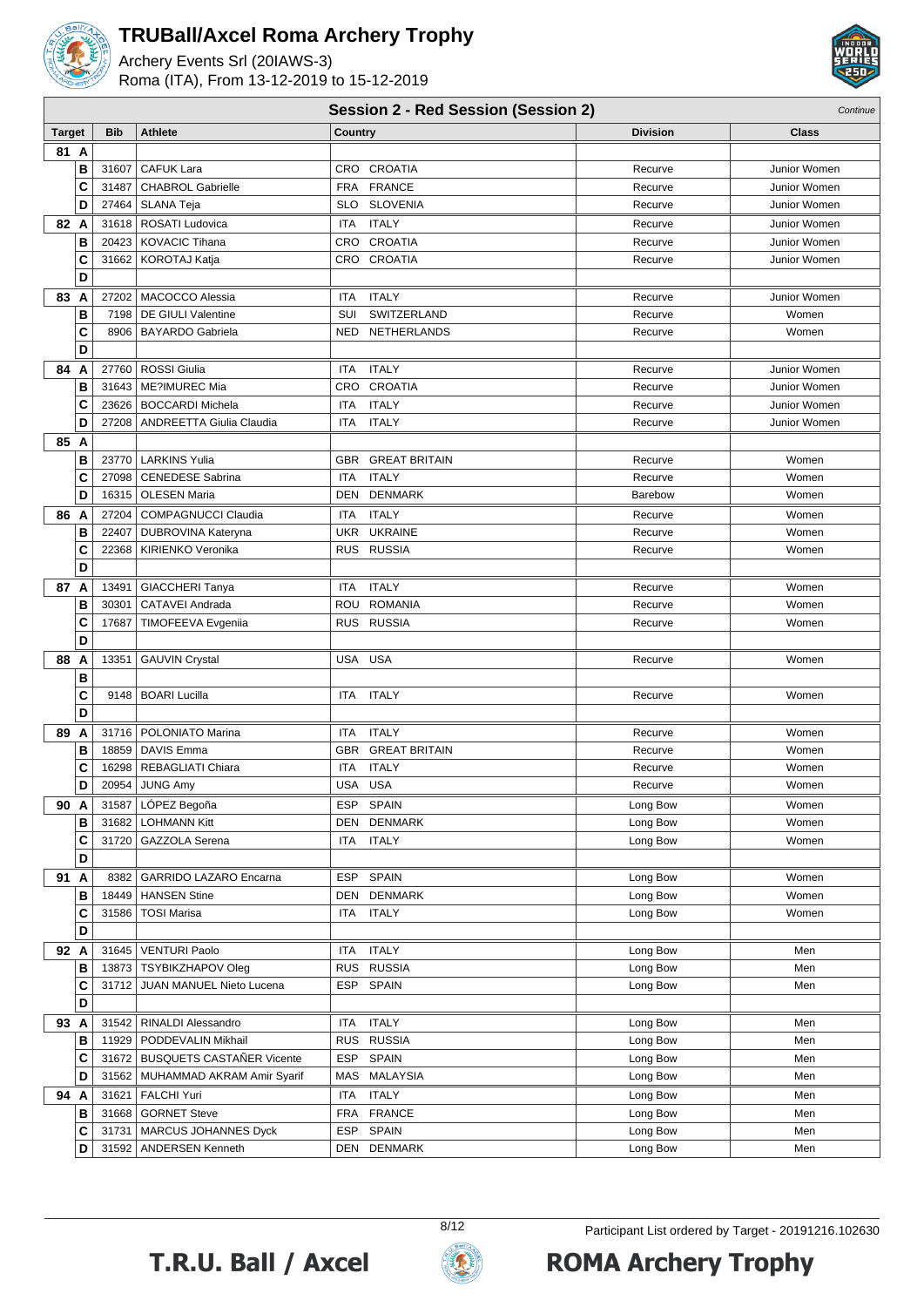# TRUBall/Axcel Roma Archery Trophy

Archery Events Srl (20IAWS-3)
Roma (ITA), From 13-12-2019 to 15-12-2019

## Session 2 - Red Session (Session 2)

*Continue*

| Target | | Bib | Athlete | Country | | Division | Class |
|---|---|---|---|---|---|---|---|
| 81 | A | | | | | | |
| | B | 31607 | CAFUK Lara | CRO | CROATIA | Recurve | Junior Women |
| | C | 31487 | CHABROL Gabrielle | FRA | FRANCE | Recurve | Junior Women |
| | D | 27464 | SLANA Teja | SLO | SLOVENIA | Recurve | Junior Women |
| 82 | A | 31618 | ROSATI Ludovica | ITA | ITALY | Recurve | Junior Women |
| | B | 20423 | KOVACIC Tihana | CRO | CROATIA | Recurve | Junior Women |
| | C | 31662 | KOROTAJ Katja | CRO | CROATIA | Recurve | Junior Women |
| | D | | | | | | |
| 83 | A | 27202 | MACOCCO Alessia | ITA | ITALY | Recurve | Junior Women |
| | B | 7198 | DE GIULI Valentine | SUI | SWITZERLAND | Recurve | Women |
| | C | 8906 | BAYARDO Gabriela | NED | NETHERLANDS | Recurve | Women |
| | D | | | | | | |
| 84 | A | 27760 | ROSSI Giulia | ITA | ITALY | Recurve | Junior Women |
| | B | 31643 | ME?IMUREC Mia | CRO | CROATIA | Recurve | Junior Women |
| | C | 23626 | BOCCARDI Michela | ITA | ITALY | Recurve | Junior Women |
| | D | 27208 | ANDREETTA Giulia Claudia | ITA | ITALY | Recurve | Junior Women |
| 85 | A | | | | | | |
| | B | 23770 | LARKINS Yulia | GBR | GREAT BRITAIN | Recurve | Women |
| | C | 27098 | CENEDESE Sabrina | ITA | ITALY | Recurve | Women |
| | D | 16315 | OLESEN Maria | DEN | DENMARK | Barebow | Women |
| 86 | A | 27204 | COMPAGNUCCI Claudia | ITA | ITALY | Recurve | Women |
| | B | 22407 | DUBROVINA Kateryna | UKR | UKRAINE | Recurve | Women |
| | C | 22368 | KIRIENKO Veronika | RUS | RUSSIA | Recurve | Women |
| | D | | | | | | |
| 87 | A | 13491 | GIACCHERI Tanya | ITA | ITALY | Recurve | Women |
| | B | 30301 | CATAVEI Andrada | ROU | ROMANIA | Recurve | Women |
| | C | 17687 | TIMOFEEVA Evgeniia | RUS | RUSSIA | Recurve | Women |
| | D | | | | | | |
| 88 | A | 13351 | GAUVIN Crystal | USA | USA | Recurve | Women |
| | B | | | | | | |
| | C | 9148 | BOARI Lucilla | ITA | ITALY | Recurve | Women |
| | D | | | | | | |
| 89 | A | 31716 | POLONIATO Marina | ITA | ITALY | Recurve | Women |
| | B | 18859 | DAVIS Emma | GBR | GREAT BRITAIN | Recurve | Women |
| | C | 16298 | REBAGLIATI Chiara | ITA | ITALY | Recurve | Women |
| | D | 20954 | JUNG Amy | USA | USA | Recurve | Women |
| 90 | A | 31587 | LÓPEZ Begoña | ESP | SPAIN | Long Bow | Women |
| | B | 31682 | LOHMANN Kitt | DEN | DENMARK | Long Bow | Women |
| | C | 31720 | GAZZOLA Serena | ITA | ITALY | Long Bow | Women |
| | D | | | | | | |
| 91 | A | 8382 | GARRIDO LAZARO Encarna | ESP | SPAIN | Long Bow | Women |
| | B | 18449 | HANSEN Stine | DEN | DENMARK | Long Bow | Women |
| | C | 31586 | TOSI Marisa | ITA | ITALY | Long Bow | Women |
| | D | | | | | | |
| 92 | A | 31645 | VENTURI Paolo | ITA | ITALY | Long Bow | Men |
| | B | 13873 | TSYBIKZHAPOV Oleg | RUS | RUSSIA | Long Bow | Men |
| | C | 31712 | JUAN MANUEL Nieto Lucena | ESP | SPAIN | Long Bow | Men |
| | D | | | | | | |
| 93 | A | 31542 | RINALDI Alessandro | ITA | ITALY | Long Bow | Men |
| | B | 11929 | PODDEVALIN Mikhail | RUS | RUSSIA | Long Bow | Men |
| | C | 31672 | BUSQUETS CASTAÑER Vicente | ESP | SPAIN | Long Bow | Men |
| | D | 31562 | MUHAMMAD AKRAM Amir Syarif | MAS | MALAYSIA | Long Bow | Men |
| 94 | A | 31621 | FALCHI Yuri | ITA | ITALY | Long Bow | Men |
| | B | 31668 | GORNET Steve | FRA | FRANCE | Long Bow | Men |
| | C | 31731 | MARCUS JOHANNES Dyck | ESP | SPAIN | Long Bow | Men |
| | D | 31592 | ANDERSEN Kenneth | DEN | DENMARK | Long Bow | Men |

Participant List ordered by Target - 20191216.102630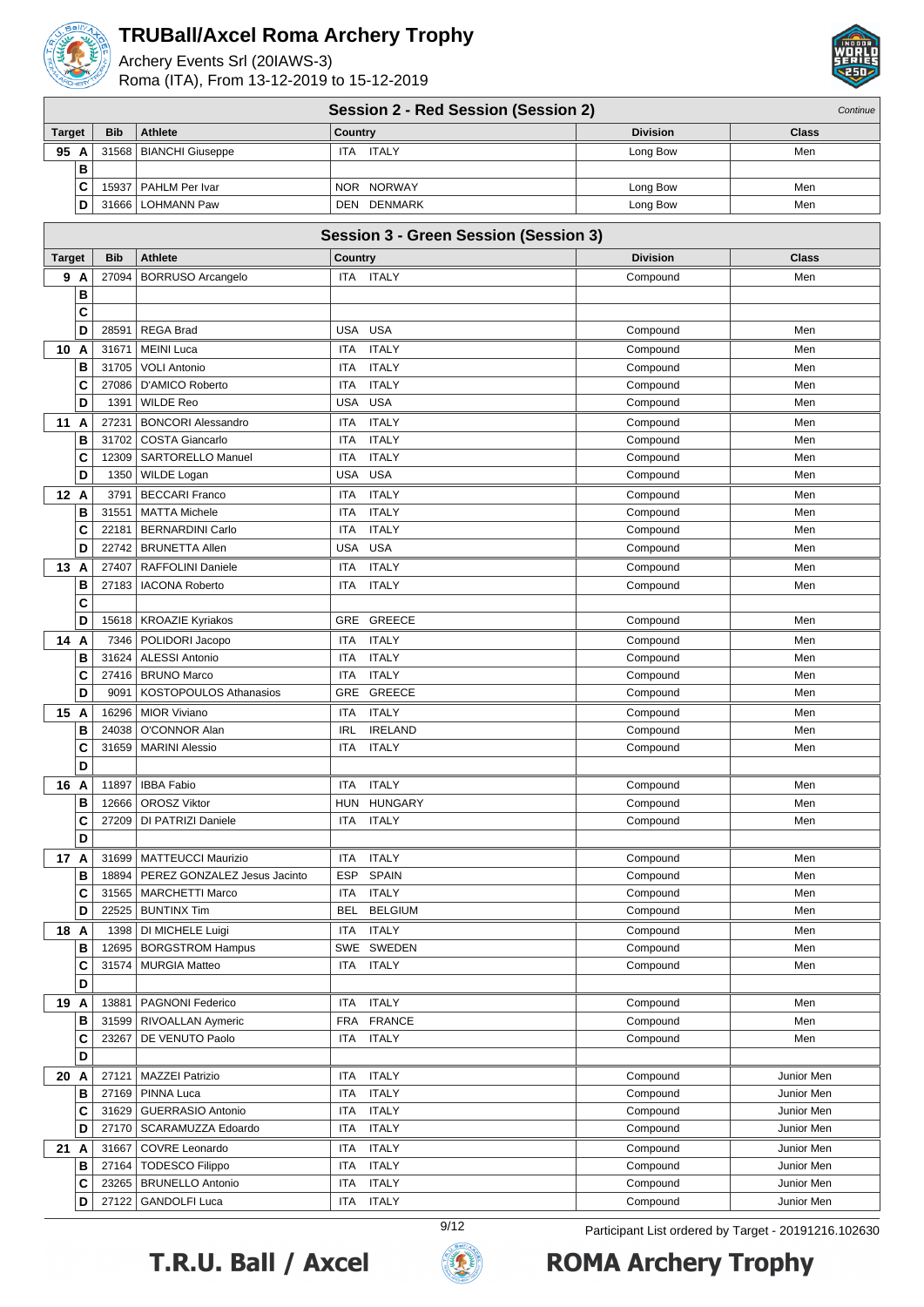# TRUBall/Axcel Roma Archery Trophy

Archery Events Srl (20IAWS-3)
Roma (ITA), From 13-12-2019 to 15-12-2019

## Session 2 - Red Session (Session 2)

*Continue*

| Target | Bib | Athlete | Country | Division | Class |
|---|---|---|---|---|---|
| 95 A | 31568 | BIANCHI Giuseppe | ITA ITALY | Long Bow | Men |
| B | | | | | |
| C | 15937 | PAHLM Per Ivar | NOR NORWAY | Long Bow | Men |
| D | 31666 | LOHMANN Paw | DEN DENMARK | Long Bow | Men |

## Session 3 - Green Session (Session 3)

| Target | Bib | Athlete | Country | Division | Class |
|---|---|---|---|---|---|
| 9 A | 27094 | BORRUSO Arcangelo | ITA ITALY | Compound | Men |
| B | | | | | |
| C | | | | | |
| D | 28591 | REGA Brad | USA USA | Compound | Men |
| 10 A | 31671 | MEINI Luca | ITA ITALY | Compound | Men |
| B | 31705 | VOLI Antonio | ITA ITALY | Compound | Men |
| C | 27086 | D'AMICO Roberto | ITA ITALY | Compound | Men |
| D | 1391 | WILDE Reo | USA USA | Compound | Men |
| 11 A | 27231 | BONCORI Alessandro | ITA ITALY | Compound | Men |
| B | 31702 | COSTA Giancarlo | ITA ITALY | Compound | Men |
| C | 12309 | SARTORELLO Manuel | ITA ITALY | Compound | Men |
| D | 1350 | WILDE Logan | USA USA | Compound | Men |
| 12 A | 3791 | BECCARI Franco | ITA ITALY | Compound | Men |
| B | 31551 | MATTA Michele | ITA ITALY | Compound | Men |
| C | 22181 | BERNARDINI Carlo | ITA ITALY | Compound | Men |
| D | 22742 | BRUNETTA Allen | USA USA | Compound | Men |
| 13 A | 27407 | RAFFOLINI Daniele | ITA ITALY | Compound | Men |
| B | 27183 | IACONA Roberto | ITA ITALY | Compound | Men |
| C | | | | | |
| D | 15618 | KROAZIE Kyriakos | GRE GREECE | Compound | Men |
| 14 A | 7346 | POLIDORI Jacopo | ITA ITALY | Compound | Men |
| B | 31624 | ALESSI Antonio | ITA ITALY | Compound | Men |
| C | 27416 | BRUNO Marco | ITA ITALY | Compound | Men |
| D | 9091 | KOSTOPOULOS Athanasios | GRE GREECE | Compound | Men |
| 15 A | 16296 | MIOR Viviano | ITA ITALY | Compound | Men |
| B | 24038 | O'CONNOR Alan | IRL IRELAND | Compound | Men |
| C | 31659 | MARINI Alessio | ITA ITALY | Compound | Men |
| D | | | | | |
| 16 A | 11897 | IBBA Fabio | ITA ITALY | Compound | Men |
| B | 12666 | OROSZ Viktor | HUN HUNGARY | Compound | Men |
| C | 27209 | DI PATRIZI Daniele | ITA ITALY | Compound | Men |
| D | | | | | |
| 17 A | 31699 | MATTEUCCI Maurizio | ITA ITALY | Compound | Men |
| B | 18894 | PEREZ GONZALEZ Jesus Jacinto | ESP SPAIN | Compound | Men |
| C | 31565 | MARCHETTI Marco | ITA ITALY | Compound | Men |
| D | 22525 | BUNTINX Tim | BEL BELGIUM | Compound | Men |
| 18 A | 1398 | DI MICHELE Luigi | ITA ITALY | Compound | Men |
| B | 12695 | BORGSTROM Hampus | SWE SWEDEN | Compound | Men |
| C | 31574 | MURGIA Matteo | ITA ITALY | Compound | Men |
| D | | | | | |
| 19 A | 13881 | PAGNONI Federico | ITA ITALY | Compound | Men |
| B | 31599 | RIVOLLAN Aymeric | FRA FRANCE | Compound | Men |
| C | 23267 | DE VENUTO Paolo | ITA ITALY | Compound | Men |
| D | | | | | |
| 20 A | 27121 | MAZZEI Patrizio | ITA ITALY | Compound | Junior Men |
| B | 27169 | PINNA Luca | ITA ITALY | Compound | Junior Men |
| C | 31629 | GUERRASIO Antonio | ITA ITALY | Compound | Junior Men |
| D | 27170 | SCARAMUZZA Edoardo | ITA ITALY | Compound | Junior Men |
| 21 A | 31667 | COVRE Leonardo | ITA ITALY | Compound | Junior Men |
| B | 27164 | TODESCO Filippo | ITA ITALY | Compound | Junior Men |
| C | 23265 | BRUNELLO Antonio | ITA ITALY | Compound | Junior Men |
| D | 27122 | GANDOLFI Luca | ITA ITALY | Compound | Junior Men |

Participant List ordered by Target - 20191216.102630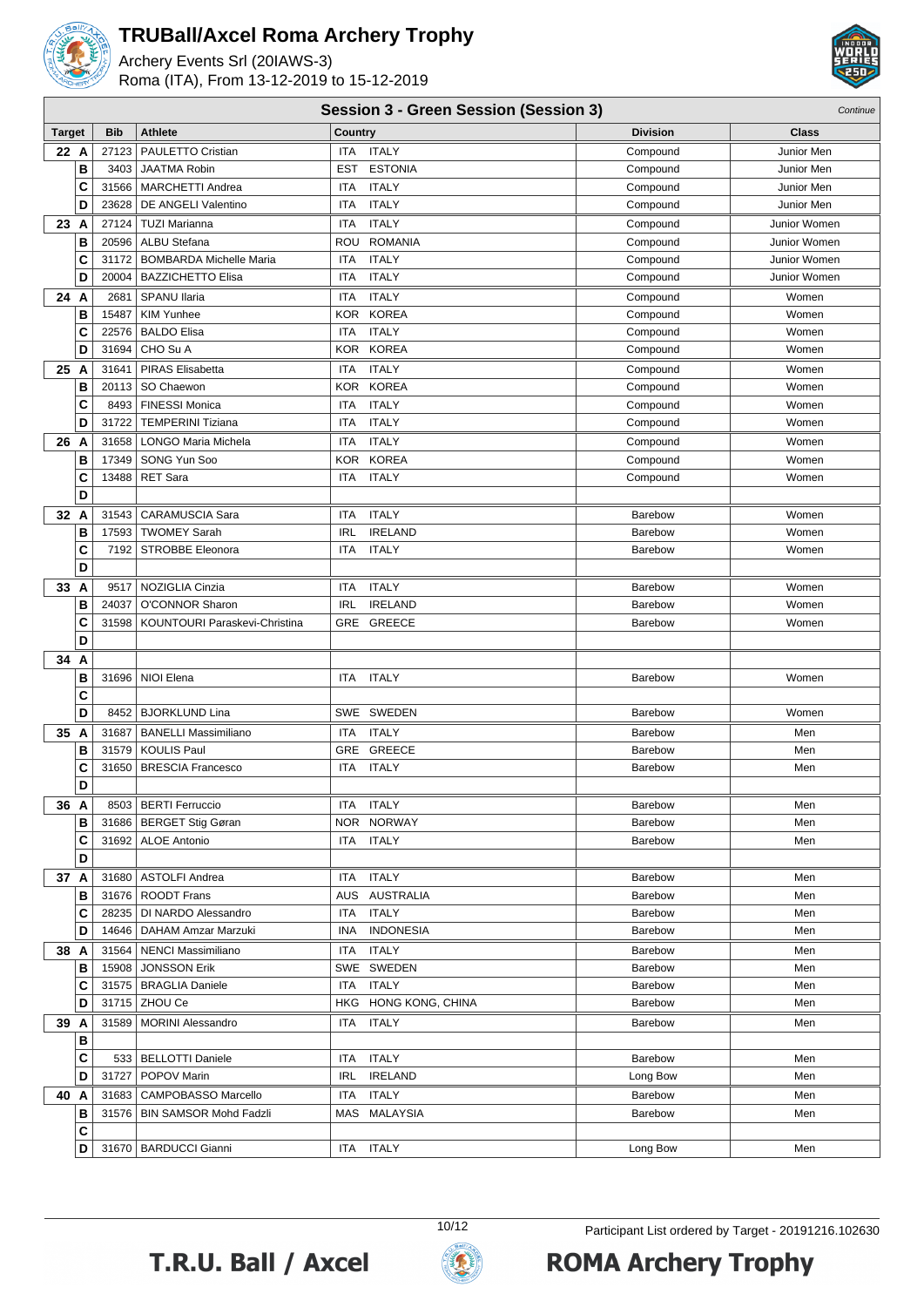# TRUBall/Axcel Roma Archery Trophy

Archery Events Srl (20IAWS-3)
Roma (ITA), From 13-12-2019 to 15-12-2019

## Session 3 - Green Session (Session 3)

*Continue*

| Target | | Bib | Athlete | Country | | Division | Class |
|---|---|---|---|---|---|---|---|
| 22 | A | 27123 | PAULETTO Cristian | ITA | ITALY | Compound | Junior Men |
| | B | 3403 | JAATMA Robin | EST | ESTONIA | Compound | Junior Men |
| | C | 31566 | MARCHETTI Andrea | ITA | ITALY | Compound | Junior Men |
| | D | 23628 | DE ANGELI Valentino | ITA | ITALY | Compound | Junior Men |
| 23 | A | 27124 | TUZI Marianna | ITA | ITALY | Compound | Junior Women |
| | B | 20596 | ALBU Stefana | ROU | ROMANIA | Compound | Junior Women |
| | C | 31172 | BOMBARDA Michelle Maria | ITA | ITALY | Compound | Junior Women |
| | D | 20004 | BAZZICHETTO Elisa | ITA | ITALY | Compound | Junior Women |
| 24 | A | 2681 | SPANU Ilaria | ITA | ITALY | Compound | Women |
| | B | 15487 | KIM Yunhee | KOR | KOREA | Compound | Women |
| | C | 22576 | BALDO Elisa | ITA | ITALY | Compound | Women |
| | D | 31694 | CHO Su A | KOR | KOREA | Compound | Women |
| 25 | A | 31641 | PIRAS Elisabetta | ITA | ITALY | Compound | Women |
| | B | 20113 | SO Chaewon | KOR | KOREA | Compound | Women |
| | C | 8493 | FINESSI Monica | ITA | ITALY | Compound | Women |
| | D | 31722 | TEMPERINI Tiziana | ITA | ITALY | Compound | Women |
| 26 | A | 31658 | LONGO Maria Michela | ITA | ITALY | Compound | Women |
| | B | 17349 | SONG Yun Soo | KOR | KOREA | Compound | Women |
| | C | 13488 | RET Sara | ITA | ITALY | Compound | Women |
| | D | | | | | | |
| 32 | A | 31543 | CARAMUSCIA Sara | ITA | ITALY | Barebow | Women |
| | B | 17593 | TWOMEY Sarah | IRL | IRELAND | Barebow | Women |
| | C | 7192 | STROBBE Eleonora | ITA | ITALY | Barebow | Women |
| | D | | | | | | |
| 33 | A | 9517 | NOZIGLIA Cinzia | ITA | ITALY | Barebow | Women |
| | B | 24037 | O'CONNOR Sharon | IRL | IRELAND | Barebow | Women |
| | C | 31598 | KOUNTOURI Paraskevi-Christina | GRE | GREECE | Barebow | Women |
| | D | | | | | | |
| 34 | A | | | | | | |
| | B | 31696 | NIOI Elena | ITA | ITALY | Barebow | Women |
| | C | | | | | | |
| | D | 8452 | BJORKLUND Lina | SWE | SWEDEN | Barebow | Women |
| 35 | A | 31687 | BANELLI Massimiliano | ITA | ITALY | Barebow | Men |
| | B | 31579 | KOULIS Paul | GRE | GREECE | Barebow | Men |
| | C | 31650 | BRESCIA Francesco | ITA | ITALY | Barebow | Men |
| | D | | | | | | |
| 36 | A | 8503 | BERTI Ferruccio | ITA | ITALY | Barebow | Men |
| | B | 31686 | BERGET Stig Gøran | NOR | NORWAY | Barebow | Men |
| | C | 31692 | ALOE Antonio | ITA | ITALY | Barebow | Men |
| | D | | | | | | |
| 37 | A | 31680 | ASTOLFI Andrea | ITA | ITALY | Barebow | Men |
| | B | 31676 | ROODT Frans | AUS | AUSTRALIA | Barebow | Men |
| | C | 28235 | DI NARDO Alessandro | ITA | ITALY | Barebow | Men |
| | D | 14646 | DAHAM Amzar Marzuki | INA | INDONESIA | Barebow | Men |
| 38 | A | 31564 | NENCI Massimiliano | ITA | ITALY | Barebow | Men |
| | B | 15908 | JONSSON Erik | SWE | SWEDEN | Barebow | Men |
| | C | 31575 | BRAGLIA Daniele | ITA | ITALY | Barebow | Men |
| | D | 31715 | ZHOU Ce | HKG | HONG KONG, CHINA | Barebow | Men |
| 39 | A | 31589 | MORINI Alessandro | ITA | ITALY | Barebow | Men |
| | B | | | | | | |
| | C | 533 | BELLOTTI Daniele | ITA | ITALY | Barebow | Men |
| | D | 31727 | POPOV Marin | IRL | IRELAND | Long Bow | Men |
| 40 | A | 31683 | CAMPOBASSO Marcello | ITA | ITALY | Barebow | Men |
| | B | 31576 | BIN SAMSOR Mohd Fadzli | MAS | MALAYSIA | Barebow | Men |
| | C | | | | | | |
| | D | 31670 | BARDUCCI Gianni | ITA | ITALY | Long Bow | Men |

Participant List ordered by Target - 20191216.102630

T.R.U. Ball / Axcel — ROMA Archery Trophy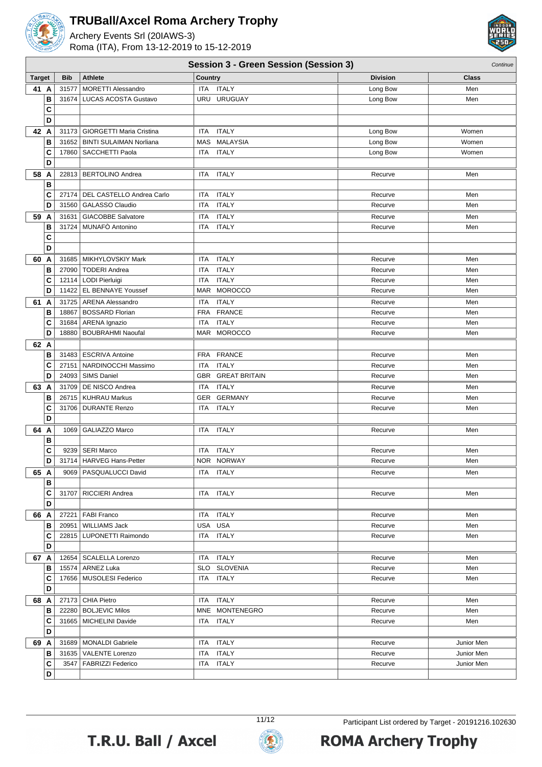# TRUBall/Axcel Roma Archery Trophy

Archery Events Srl (20IAWS-3)
Roma (ITA), From 13-12-2019 to 15-12-2019

## Session 3 - Green Session (Session 3)

*Continue*

| Target | | Bib | Athlete | Country | Division | Class |
|---|---|---|---|---|---|---|
| 41 | A | 31577 | MORETTI Alessandro | ITA ITALY | Long Bow | Men |
| | B | 31674 | LUCAS ACOSTA Gustavo | URU URUGUAY | Long Bow | Men |
| | C | | | | | |
| | D | | | | | |
| 42 | A | 31173 | GIORGETTI Maria Cristina | ITA ITALY | Long Bow | Women |
| | B | 31652 | BINTI SULAIMAN Norliana | MAS MALAYSIA | Long Bow | Women |
| | C | 17860 | SACCHETTI Paola | ITA ITALY | Long Bow | Women |
| | D | | | | | |
| 58 | A | 22813 | BERTOLINO Andrea | ITA ITALY | Recurve | Men |
| | B | | | | | |
| | C | 27174 | DEL CASTELLO Andrea Carlo | ITA ITALY | Recurve | Men |
| | D | 31560 | GALASSO Claudio | ITA ITALY | Recurve | Men |
| 59 | A | 31631 | GIACOBBE Salvatore | ITA ITALY | Recurve | Men |
| | B | 31724 | MUNAFÒ Antonino | ITA ITALY | Recurve | Men |
| | C | | | | | |
| | D | | | | | |
| 60 | A | 31685 | MIKHYLOVSKIY Mark | ITA ITALY | Recurve | Men |
| | B | 27090 | TODERI Andrea | ITA ITALY | Recurve | Men |
| | C | 12114 | LODI Pierluigi | ITA ITALY | Recurve | Men |
| | D | 11422 | EL BENNAYE Youssef | MAR MOROCCO | Recurve | Men |
| 61 | A | 31725 | ARENA Alessandro | ITA ITALY | Recurve | Men |
| | B | 18867 | BOSSARD Florian | FRA FRANCE | Recurve | Men |
| | C | 31684 | ARENA Ignazio | ITA ITALY | Recurve | Men |
| | D | 18880 | BOUBRAHMI Naoufal | MAR MOROCCO | Recurve | Men |
| 62 | A | | | | | |
| | B | 31483 | ESCRIVA Antoine | FRA FRANCE | Recurve | Men |
| | C | 27151 | NARDINOCCHI Massimo | ITA ITALY | Recurve | Men |
| | D | 24093 | SIMS Daniel | GBR GREAT BRITAIN | Recurve | Men |
| 63 | A | 31709 | DE NISCO Andrea | ITA ITALY | Recurve | Men |
| | B | 26715 | KUHRAU Markus | GER GERMANY | Recurve | Men |
| | C | 31706 | DURANTE Renzo | ITA ITALY | Recurve | Men |
| | D | | | | | |
| 64 | A | 1069 | GALIAZZO Marco | ITA ITALY | Recurve | Men |
| | B | | | | | |
| | C | 9239 | SERI Marco | ITA ITALY | Recurve | Men |
| | D | 31714 | HARVEG Hans-Petter | NOR NORWAY | Recurve | Men |
| 65 | A | 9069 | PASQUALUCCI David | ITA ITALY | Recurve | Men |
| | B | | | | | |
| | C | 31707 | RICCIERI Andrea | ITA ITALY | Recurve | Men |
| | D | | | | | |
| 66 | A | 27221 | FABI Franco | ITA ITALY | Recurve | Men |
| | B | 20951 | WILLIAMS Jack | USA USA | Recurve | Men |
| | C | 22815 | LUPONETTI Raimondo | ITA ITALY | Recurve | Men |
| | D | | | | | |
| 67 | A | 12654 | SCALELLA Lorenzo | ITA ITALY | Recurve | Men |
| | B | 15574 | ARNEZ Luka | SLO SLOVENIA | Recurve | Men |
| | C | 17656 | MUSOLESI Federico | ITA ITALY | Recurve | Men |
| | D | | | | | |
| 68 | A | 27173 | CHIA Pietro | ITA ITALY | Recurve | Men |
| | B | 22280 | BOLJEVIC Milos | MNE MONTENEGRO | Recurve | Men |
| | C | 31665 | MICHELINI Davide | ITA ITALY | Recurve | Men |
| | D | | | | | |
| 69 | A | 31689 | MONALDI Gabriele | ITA ITALY | Recurve | Junior Men |
| | B | 31635 | VALENTE Lorenzo | ITA ITALY | Recurve | Junior Men |
| | C | 3547 | FABRIZZI Federico | ITA ITALY | Recurve | Junior Men |
| | D | | | | | |

Participant List ordered by Target - 20191216.102630

T.R.U. Ball / Axcel — ROMA Archery Trophy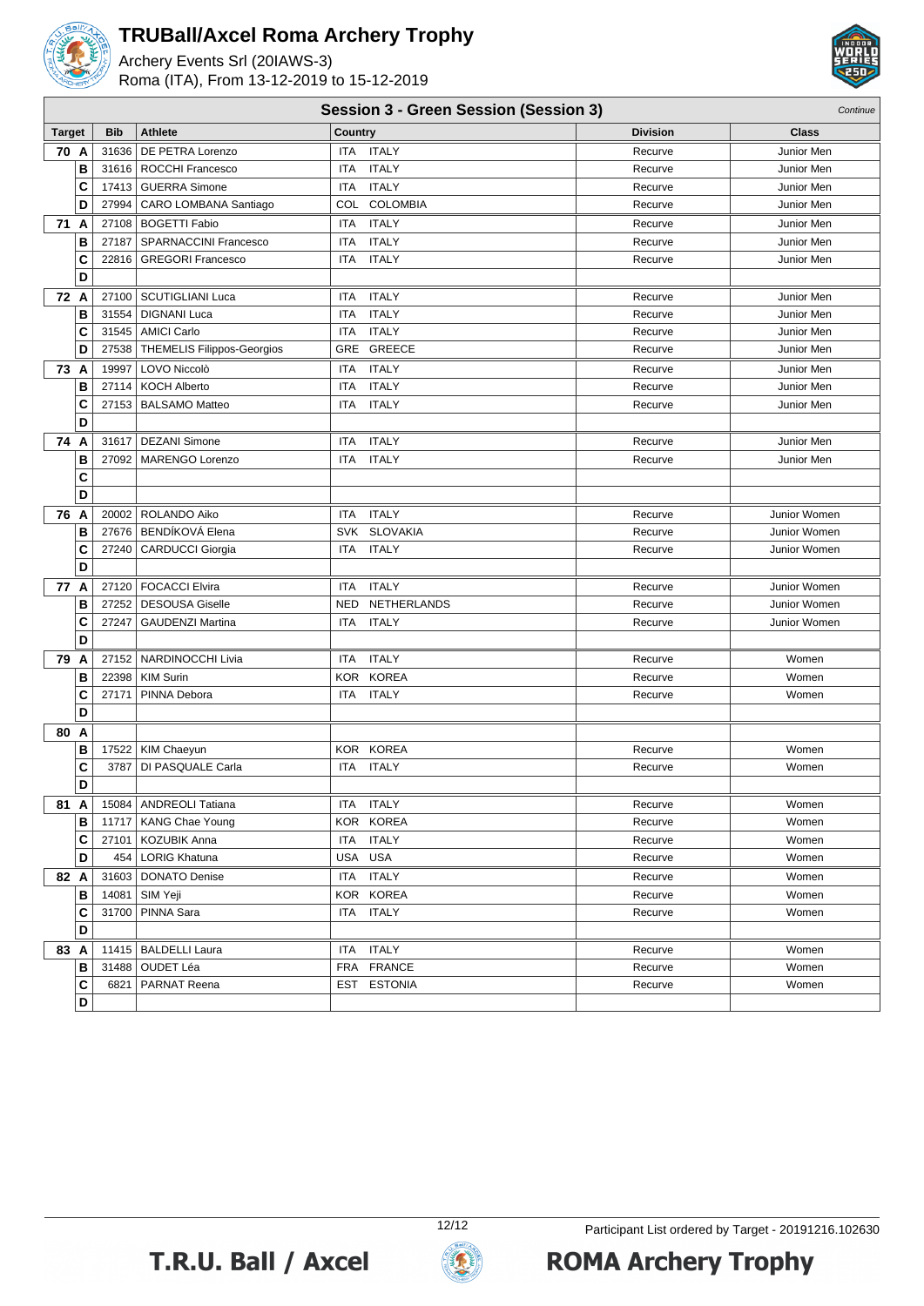# TRUBall/Axcel Roma Archery Trophy

Archery Events Srl (20IAWS-3)
Roma (ITA), From 13-12-2019 to 15-12-2019

## Session 3 - Green Session (Session 3)

*Continue*

| Target | | Bib | Athlete | Country | | Division | Class |
|---|---|---|---|---|---|---|---|
| 70 | A | 31636 | DE PETRA Lorenzo | ITA | ITALY | Recurve | Junior Men |
| | B | 31616 | ROCCHI Francesco | ITA | ITALY | Recurve | Junior Men |
| | C | 17413 | GUERRA Simone | ITA | ITALY | Recurve | Junior Men |
| | D | 27994 | CARO LOMBANA Santiago | COL | COLOMBIA | Recurve | Junior Men |
| 71 | A | 27108 | BOGETTI Fabio | ITA | ITALY | Recurve | Junior Men |
| | B | 27187 | SPARNACCINI Francesco | ITA | ITALY | Recurve | Junior Men |
| | C | 22816 | GREGORI Francesco | ITA | ITALY | Recurve | Junior Men |
| | D | | | | | | |
| 72 | A | 27100 | SCUTIGLIANI Luca | ITA | ITALY | Recurve | Junior Men |
| | B | 31554 | DIGNANI Luca | ITA | ITALY | Recurve | Junior Men |
| | C | 31545 | AMICI Carlo | ITA | ITALY | Recurve | Junior Men |
| | D | 27538 | THEMELIS Filippos-Georgios | GRE | GREECE | Recurve | Junior Men |
| 73 | A | 19997 | LOVO Niccolò | ITA | ITALY | Recurve | Junior Men |
| | B | 27114 | KOCH Alberto | ITA | ITALY | Recurve | Junior Men |
| | C | 27153 | BALSAMO Matteo | ITA | ITALY | Recurve | Junior Men |
| | D | | | | | | |
| 74 | A | 31617 | DEZANI Simone | ITA | ITALY | Recurve | Junior Men |
| | B | 27092 | MARENGO Lorenzo | ITA | ITALY | Recurve | Junior Men |
| | C | | | | | | |
| | D | | | | | | |
| 76 | A | 20002 | ROLANDO Aiko | ITA | ITALY | Recurve | Junior Women |
| | B | 27676 | BENDÍKOVÁ Elena | SVK | SLOVAKIA | Recurve | Junior Women |
| | C | 27240 | CARDUCCI Giorgia | ITA | ITALY | Recurve | Junior Women |
| | D | | | | | | |
| 77 | A | 27120 | FOCACCI Elvira | ITA | ITALY | Recurve | Junior Women |
| | B | 27252 | DESOUSA Giselle | NED | NETHERLANDS | Recurve | Junior Women |
| | C | 27247 | GAUDENZI Martina | ITA | ITALY | Recurve | Junior Women |
| | D | | | | | | |
| 79 | A | 27152 | NARDINOCCHI Livia | ITA | ITALY | Recurve | Women |
| | B | 22398 | KIM Surin | KOR | KOREA | Recurve | Women |
| | C | 27171 | PINNA Debora | ITA | ITALY | Recurve | Women |
| | D | | | | | | |
| 80 | A | | | | | | |
| | B | 17522 | KIM Chaeyun | KOR | KOREA | Recurve | Women |
| | C | 3787 | DI PASQUALE Carla | ITA | ITALY | Recurve | Women |
| | D | | | | | | |
| 81 | A | 15084 | ANDREOLI Tatiana | ITA | ITALY | Recurve | Women |
| | B | 11717 | KANG Chae Young | KOR | KOREA | Recurve | Women |
| | C | 27101 | KOZUBIK Anna | ITA | ITALY | Recurve | Women |
| | D | 454 | LORIG Khatuna | USA | USA | Recurve | Women |
| 82 | A | 31603 | DONATO Denise | ITA | ITALY | Recurve | Women |
| | B | 14081 | SIM Yeji | KOR | KOREA | Recurve | Women |
| | C | 31700 | PINNA Sara | ITA | ITALY | Recurve | Women |
| | D | | | | | | |
| 83 | A | 11415 | BALDELLI Laura | ITA | ITALY | Recurve | Women |
| | B | 31488 | OUDET Léa | FRA | FRANCE | Recurve | Women |
| | C | 6821 | PARNAT Reena | EST | ESTONIA | Recurve | Women |
| | D | | | | | | |

Participant List ordered by Target - 20191216.102630

T.R.U. Ball / Axcel    ROMA Archery Trophy